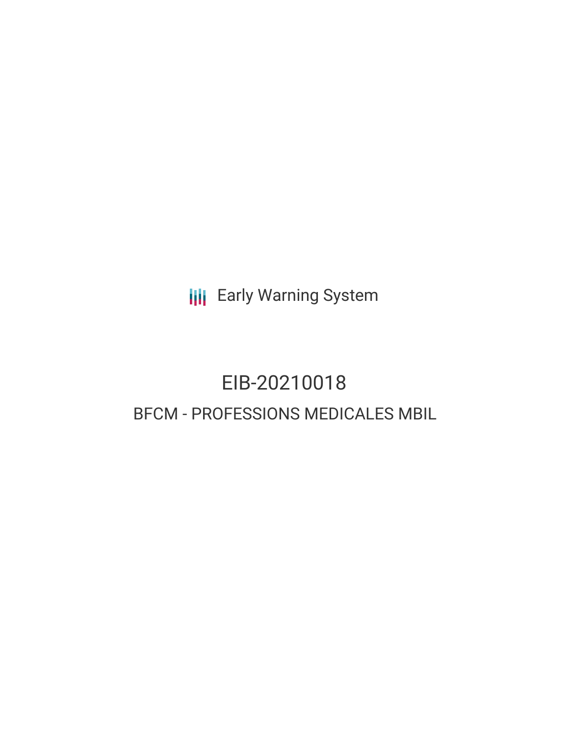Early Warning System

# EIB-20210018

## BFCM - PROFESSIONS MEDICALES MBIL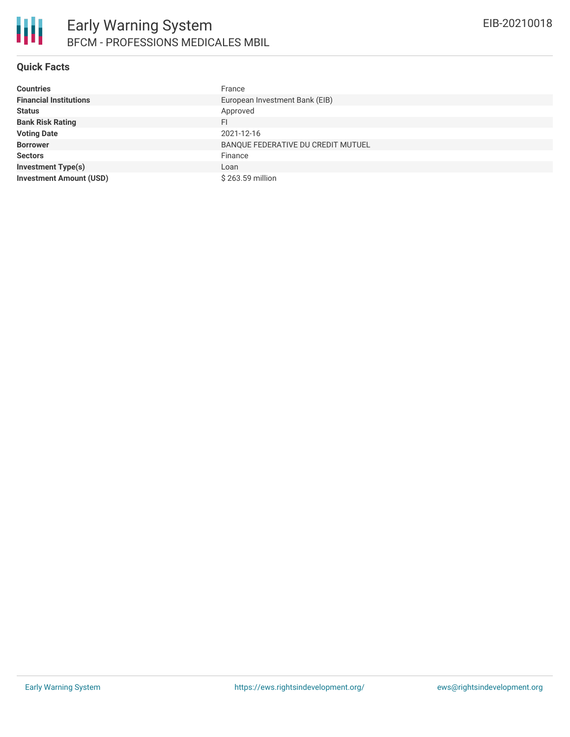# Early Warning System

## BFCM - PROFESSIONS MEDICALES MBIL

EIB-20210018

### Quick Facts

| | |
|---|---|
| **Countries** | France |
| **Financial Institutions** | European Investment Bank (EIB) |
| **Status** | Approved |
| **Bank Risk Rating** | FI |
| **Voting Date** | 2021-12-16 |
| **Borrower** | BANQUE FEDERATIVE DU CREDIT MUTUEL |
| **Sectors** | Finance |
| **Investment Type(s)** | Loan |
| **Investment Amount (USD)** | $ 263.59 million |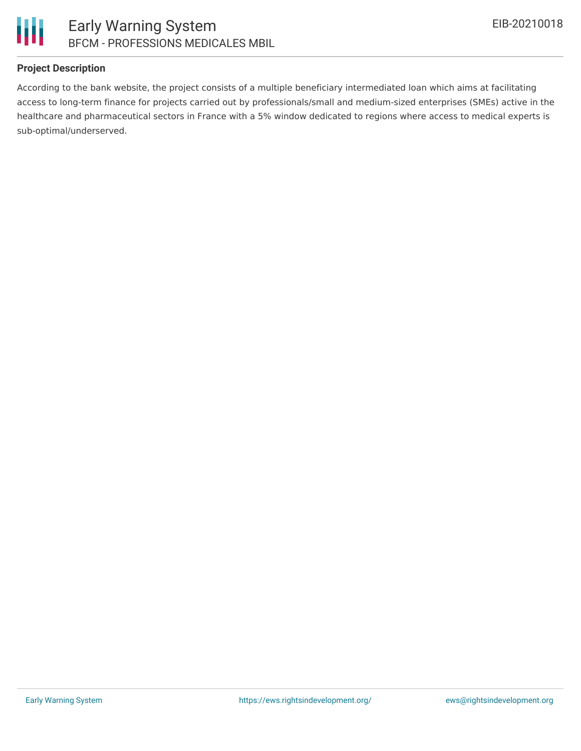**Project Description**

According to the bank website, the project consists of a multiple beneficiary intermediated loan which aims at facilitating access to long-term finance for projects carried out by professionals/small and medium-sized enterprises (SMEs) active in the healthcare and pharmaceutical sectors in France with a 5% window dedicated to regions where access to medical experts is sub-optimal/underserved.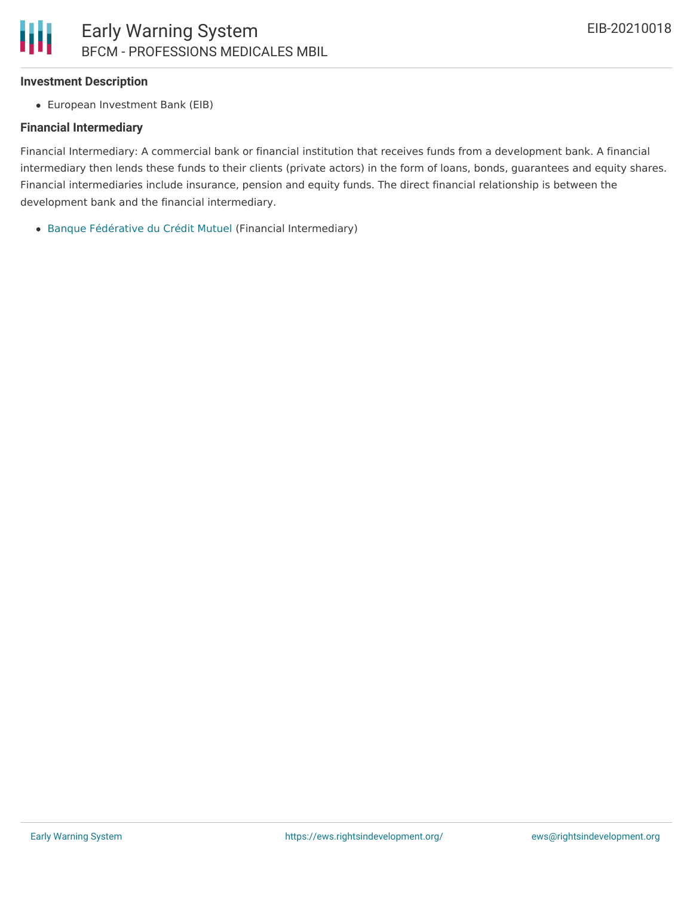**Investment Description**

- European Investment Bank (EIB)

**Financial Intermediary**

Financial Intermediary: A commercial bank or financial institution that receives funds from a development bank. A financial intermediary then lends these funds to their clients (private actors) in the form of loans, bonds, guarantees and equity shares. Financial intermediaries include insurance, pension and equity funds. The direct financial relationship is between the development bank and the financial intermediary.

- Banque Fédérative du Crédit Mutuel (Financial Intermediary)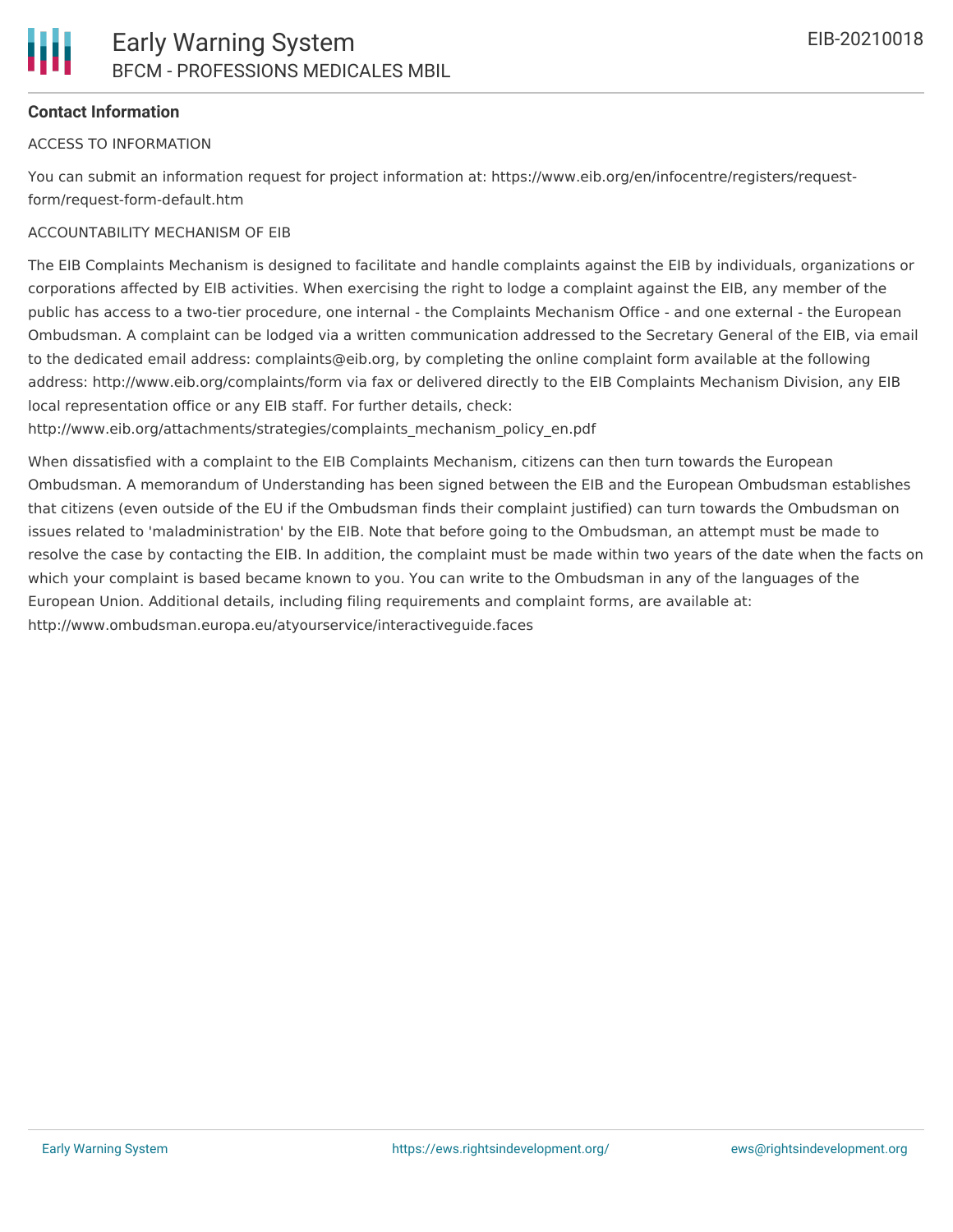## Contact Information

ACCESS TO INFORMATION

You can submit an information request for project information at: https://www.eib.org/en/infocentre/registers/request-form/request-form-default.htm

ACCOUNTABILITY MECHANISM OF EIB

The EIB Complaints Mechanism is designed to facilitate and handle complaints against the EIB by individuals, organizations or corporations affected by EIB activities. When exercising the right to lodge a complaint against the EIB, any member of the public has access to a two-tier procedure, one internal - the Complaints Mechanism Office - and one external - the European Ombudsman. A complaint can be lodged via a written communication addressed to the Secretary General of the EIB, via email to the dedicated email address: complaints@eib.org, by completing the online complaint form available at the following address: http://www.eib.org/complaints/form via fax or delivered directly to the EIB Complaints Mechanism Division, any EIB local representation office or any EIB staff. For further details, check: http://www.eib.org/attachments/strategies/complaints_mechanism_policy_en.pdf

When dissatisfied with a complaint to the EIB Complaints Mechanism, citizens can then turn towards the European Ombudsman. A memorandum of Understanding has been signed between the EIB and the European Ombudsman establishes that citizens (even outside of the EU if the Ombudsman finds their complaint justified) can turn towards the Ombudsman on issues related to 'maladministration' by the EIB. Note that before going to the Ombudsman, an attempt must be made to resolve the case by contacting the EIB. In addition, the complaint must be made within two years of the date when the facts on which your complaint is based became known to you. You can write to the Ombudsman in any of the languages of the European Union. Additional details, including filing requirements and complaint forms, are available at: http://www.ombudsman.europa.eu/atyourservice/interactiveguide.faces